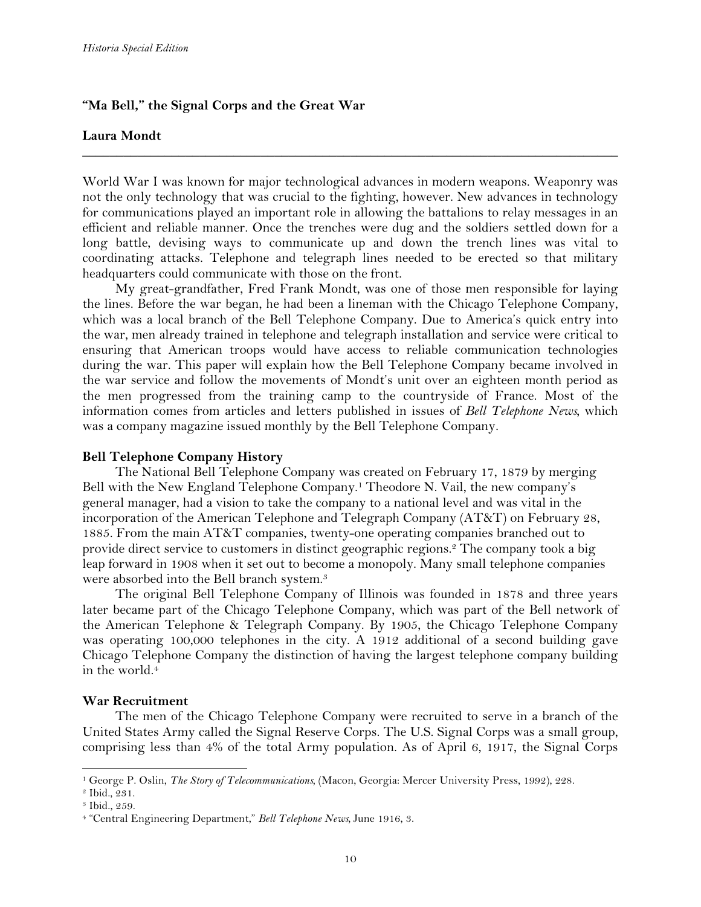## "Ma Bell," the Signal Corps and the Great War

**Laura Mondt**

World War I was known for major technological advances in modern weapons. Weaponry was not the only technology that was crucial to the fighting, however. New advances in technology for communications played an important role in allowing the battalions to relay messages in an efficient and reliable manner. Once the trenches were dug and the soldiers settled down for a long battle, devising ways to communicate up and down the trench lines was vital to coordinating attacks. Telephone and telegraph lines needed to be erected so that military headquarters could communicate with those on the front.

My great-grandfather, Fred Frank Mondt, was one of those men responsible for laying the lines. Before the war began, he had been a lineman with the Chicago Telephone Company, which was a local branch of the Bell Telephone Company. Due to America's quick entry into the war, men already trained in telephone and telegraph installation and service were critical to ensuring that American troops would have access to reliable communication technologies during the war. This paper will explain how the Bell Telephone Company became involved in the war service and follow the movements of Mondt's unit over an eighteen month period as the men progressed from the training camp to the countryside of France. Most of the information comes from articles and letters published in issues of *Bell Telephone News*, which was a company magazine issued monthly by the Bell Telephone Company.

### Bell Telephone Company History

The National Bell Telephone Company was created on February 17, 1879 by merging Bell with the New England Telephone Company.[1] Theodore N. Vail, the new company's general manager, had a vision to take the company to a national level and was vital in the incorporation of the American Telephone and Telegraph Company (AT&T) on February 28, 1885. From the main AT&T companies, twenty-one operating companies branched out to provide direct service to customers in distinct geographic regions.[2] The company took a big leap forward in 1908 when it set out to become a monopoly. Many small telephone companies were absorbed into the Bell branch system.[3]

The original Bell Telephone Company of Illinois was founded in 1878 and three years later became part of the Chicago Telephone Company, which was part of the Bell network of the American Telephone & Telegraph Company. By 1905, the Chicago Telephone Company was operating 100,000 telephones in the city. A 1912 additional of a second building gave Chicago Telephone Company the distinction of having the largest telephone company building in the world.[4]

### War Recruitment

The men of the Chicago Telephone Company were recruited to serve in a branch of the United States Army called the Signal Reserve Corps. The U.S. Signal Corps was a small group, comprising less than 4% of the total Army population. As of April 6, 1917, the Signal Corps

---

[1] George P. Oslin, *The Story of Telecommunications*, (Macon, Georgia: Mercer University Press, 1992), 228.

[2] Ibid., 231.

[3] Ibid., 259.

[4] "Central Engineering Department," *Bell Telephone News*, June 1916, 3.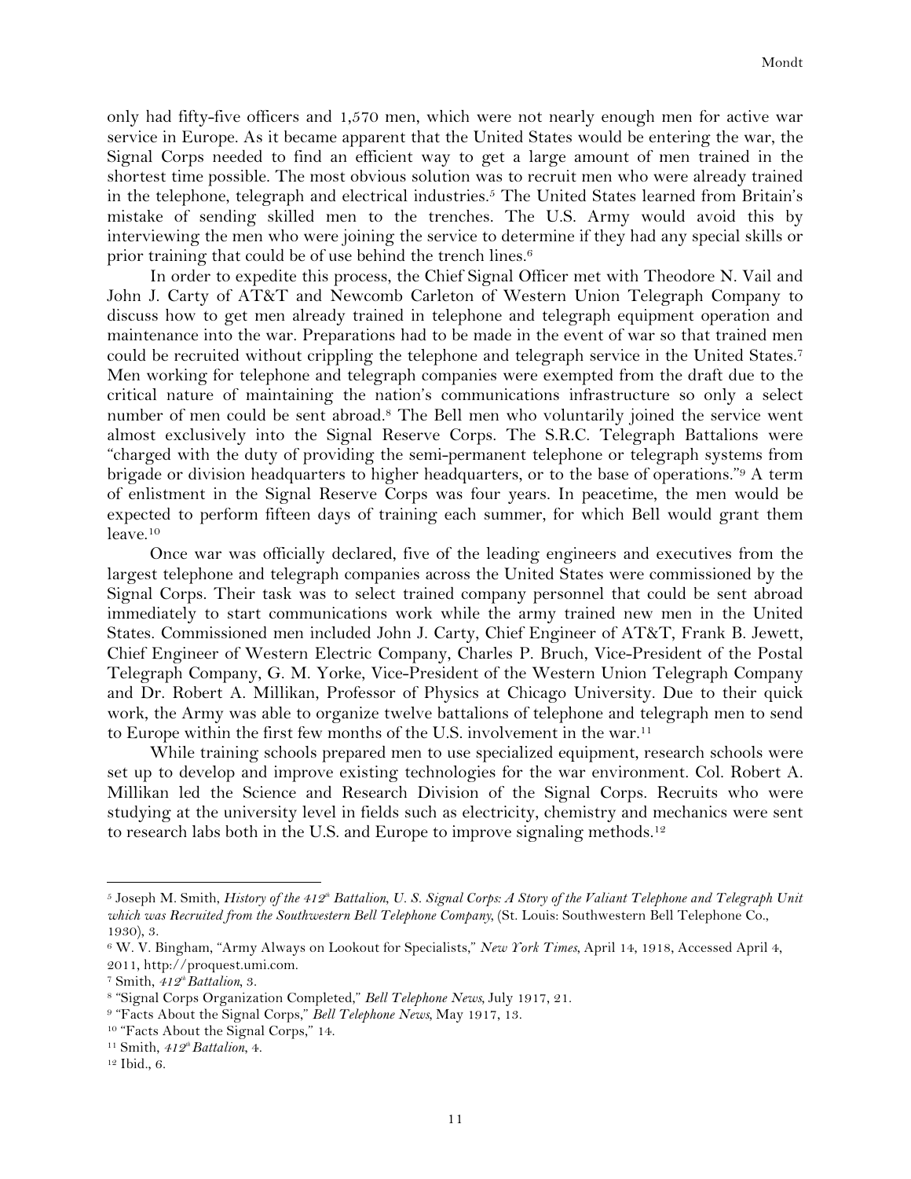only had fifty-five officers and 1,570 men, which were not nearly enough men for active war service in Europe. As it became apparent that the United States would be entering the war, the Signal Corps needed to find an efficient way to get a large amount of men trained in the shortest time possible. The most obvious solution was to recruit men who were already trained in the telephone, telegraph and electrical industries.[5] The United States learned from Britain's mistake of sending skilled men to the trenches. The U.S. Army would avoid this by interviewing the men who were joining the service to determine if they had any special skills or prior training that could be of use behind the trench lines.[6]

In order to expedite this process, the Chief Signal Officer met with Theodore N. Vail and John J. Carty of AT&T and Newcomb Carleton of Western Union Telegraph Company to discuss how to get men already trained in telephone and telegraph equipment operation and maintenance into the war. Preparations had to be made in the event of war so that trained men could be recruited without crippling the telephone and telegraph service in the United States.[7] Men working for telephone and telegraph companies were exempted from the draft due to the critical nature of maintaining the nation's communications infrastructure so only a select number of men could be sent abroad.[8] The Bell men who voluntarily joined the service went almost exclusively into the Signal Reserve Corps. The S.R.C. Telegraph Battalions were "charged with the duty of providing the semi-permanent telephone or telegraph systems from brigade or division headquarters to higher headquarters, or to the base of operations."[9] A term of enlistment in the Signal Reserve Corps was four years. In peacetime, the men would be expected to perform fifteen days of training each summer, for which Bell would grant them leave.[10]

Once war was officially declared, five of the leading engineers and executives from the largest telephone and telegraph companies across the United States were commissioned by the Signal Corps. Their task was to select trained company personnel that could be sent abroad immediately to start communications work while the army trained new men in the United States. Commissioned men included John J. Carty, Chief Engineer of AT&T, Frank B. Jewett, Chief Engineer of Western Electric Company, Charles P. Bruch, Vice-President of the Postal Telegraph Company, G. M. Yorke, Vice-President of the Western Union Telegraph Company and Dr. Robert A. Millikan, Professor of Physics at Chicago University. Due to their quick work, the Army was able to organize twelve battalions of telephone and telegraph men to send to Europe within the first few months of the U.S. involvement in the war.[11]

While training schools prepared men to use specialized equipment, research schools were set up to develop and improve existing technologies for the war environment. Col. Robert A. Millikan led the Science and Research Division of the Signal Corps. Recruits who were studying at the university level in fields such as electricity, chemistry and mechanics were sent to research labs both in the U.S. and Europe to improve signaling methods.[12]

---

[5] Joseph M. Smith, *History of the 412th Battalion, U. S. Signal Corps: A Story of the Valiant Telephone and Telegraph Unit which was Recruited from the Southwestern Bell Telephone Company*, (St. Louis: Southwestern Bell Telephone Co., 1930), 3.

[6] W. V. Bingham, "Army Always on Lookout for Specialists," *New York Times*, April 14, 1918, Accessed April 4, 2011, http://proquest.umi.com.

[7] Smith, *412th Battalion*, 3.

[8] "Signal Corps Organization Completed," *Bell Telephone News*, July 1917, 21.

[9] "Facts About the Signal Corps," *Bell Telephone News*, May 1917, 13.

[10] "Facts About the Signal Corps," 14.

[11] Smith, *412th Battalion*, 4.

[12] Ibid., 6.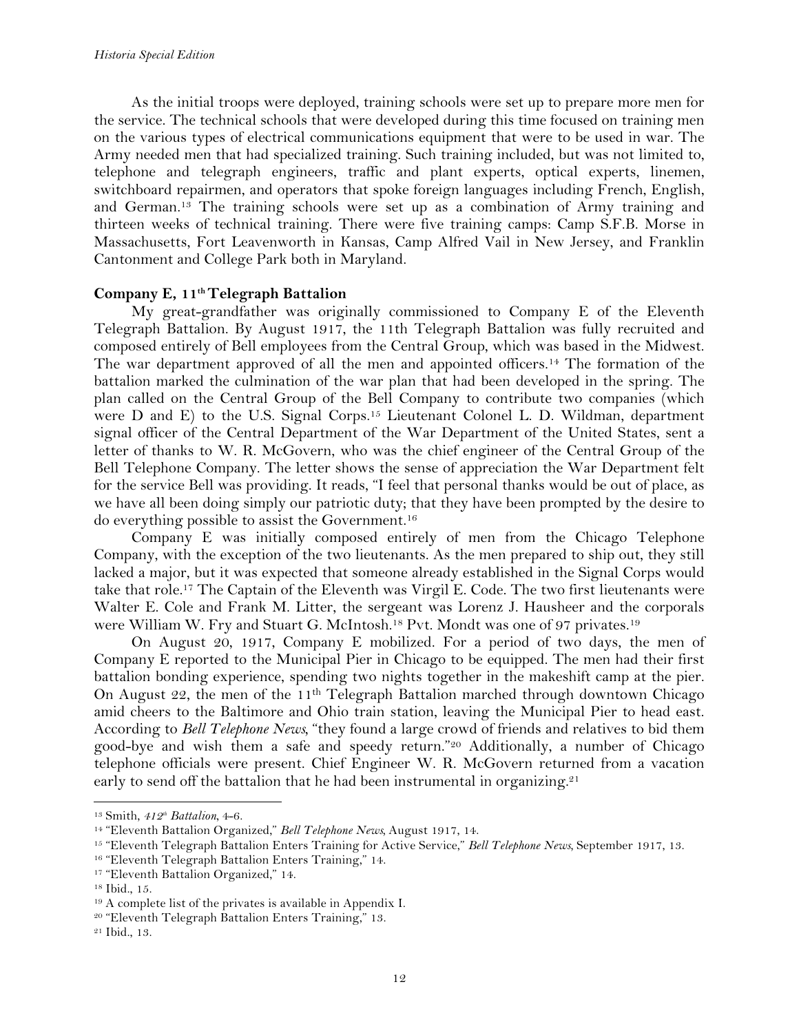As the initial troops were deployed, training schools were set up to prepare more men for the service. The technical schools that were developed during this time focused on training men on the various types of electrical communications equipment that were to be used in war. The Army needed men that had specialized training. Such training included, but was not limited to, telephone and telegraph engineers, traffic and plant experts, optical experts, linemen, switchboard repairmen, and operators that spoke foreign languages including French, English, and German.[13] The training schools were set up as a combination of Army training and thirteen weeks of technical training. There were five training camps: Camp S.F.B. Morse in Massachusetts, Fort Leavenworth in Kansas, Camp Alfred Vail in New Jersey, and Franklin Cantonment and College Park both in Maryland.

## Company E, 11th Telegraph Battalion

My great-grandfather was originally commissioned to Company E of the Eleventh Telegraph Battalion. By August 1917, the 11th Telegraph Battalion was fully recruited and composed entirely of Bell employees from the Central Group, which was based in the Midwest. The war department approved of all the men and appointed officers.[14] The formation of the battalion marked the culmination of the war plan that had been developed in the spring. The plan called on the Central Group of the Bell Company to contribute two companies (which were D and E) to the U.S. Signal Corps.[15] Lieutenant Colonel L. D. Wildman, department signal officer of the Central Department of the War Department of the United States, sent a letter of thanks to W. R. McGovern, who was the chief engineer of the Central Group of the Bell Telephone Company. The letter shows the sense of appreciation the War Department felt for the service Bell was providing. It reads, "I feel that personal thanks would be out of place, as we have all been doing simply our patriotic duty; that they have been prompted by the desire to do everything possible to assist the Government.[16]

Company E was initially composed entirely of men from the Chicago Telephone Company, with the exception of the two lieutenants. As the men prepared to ship out, they still lacked a major, but it was expected that someone already established in the Signal Corps would take that role.[17] The Captain of the Eleventh was Virgil E. Code. The two first lieutenants were Walter E. Cole and Frank M. Litter, the sergeant was Lorenz J. Hausheer and the corporals were William W. Fry and Stuart G. McIntosh.[18] Pvt. Mondt was one of 97 privates.[19]

On August 20, 1917, Company E mobilized. For a period of two days, the men of Company E reported to the Municipal Pier in Chicago to be equipped. The men had their first battalion bonding experience, spending two nights together in the makeshift camp at the pier. On August 22, the men of the 11th Telegraph Battalion marched through downtown Chicago amid cheers to the Baltimore and Ohio train station, leaving the Municipal Pier to head east. According to *Bell Telephone News*, "they found a large crowd of friends and relatives to bid them good-bye and wish them a safe and speedy return."[20] Additionally, a number of Chicago telephone officials were present. Chief Engineer W. R. McGovern returned from a vacation early to send off the battalion that he had been instrumental in organizing.[21]

---

[13] Smith, *412th Battalion*, 4–6.
[14] "Eleventh Battalion Organized," *Bell Telephone News*, August 1917, 14.
[15] "Eleventh Telegraph Battalion Enters Training for Active Service," *Bell Telephone News*, September 1917, 13.
[16] "Eleventh Telegraph Battalion Enters Training," 14.
[17] "Eleventh Battalion Organized," 14.
[18] Ibid., 15.
[19] A complete list of the privates is available in Appendix I.
[20] "Eleventh Telegraph Battalion Enters Training," 13.
[21] Ibid., 13.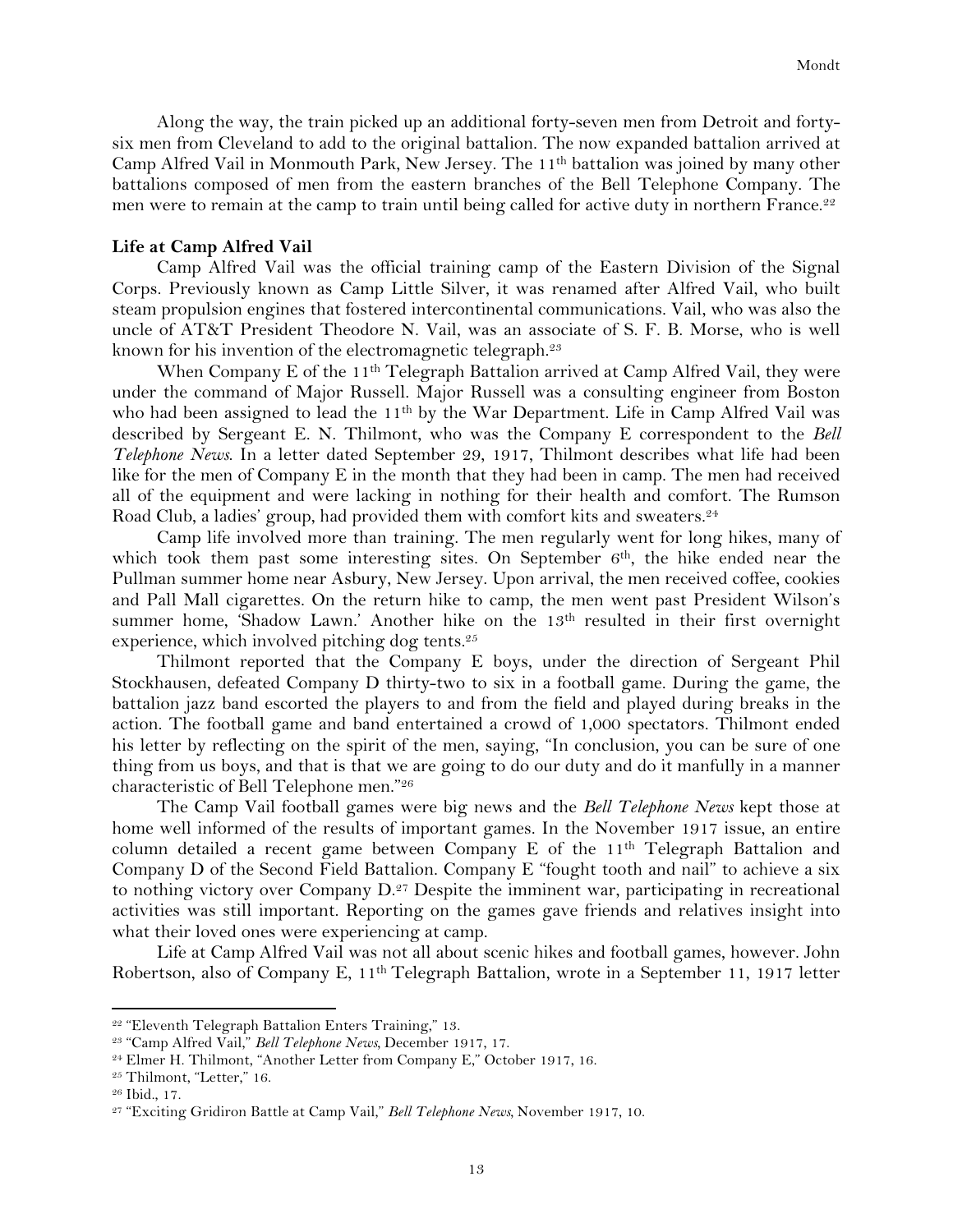Along the way, the train picked up an additional forty-seven men from Detroit and forty-six men from Cleveland to add to the original battalion. The now expanded battalion arrived at Camp Alfred Vail in Monmouth Park, New Jersey. The 11th battalion was joined by many other battalions composed of men from the eastern branches of the Bell Telephone Company. The men were to remain at the camp to train until being called for active duty in northern France.[22]

**Life at Camp Alfred Vail**

Camp Alfred Vail was the official training camp of the Eastern Division of the Signal Corps. Previously known as Camp Little Silver, it was renamed after Alfred Vail, who built steam propulsion engines that fostered intercontinental communications. Vail, who was also the uncle of AT&T President Theodore N. Vail, was an associate of S. F. B. Morse, who is well known for his invention of the electromagnetic telegraph.[23]

When Company E of the 11th Telegraph Battalion arrived at Camp Alfred Vail, they were under the command of Major Russell. Major Russell was a consulting engineer from Boston who had been assigned to lead the 11th by the War Department. Life in Camp Alfred Vail was described by Sergeant E. N. Thilmont, who was the Company E correspondent to the *Bell Telephone News*. In a letter dated September 29, 1917, Thilmont describes what life had been like for the men of Company E in the month that they had been in camp. The men had received all of the equipment and were lacking in nothing for their health and comfort. The Rumson Road Club, a ladies' group, had provided them with comfort kits and sweaters.[24]

Camp life involved more than training. The men regularly went for long hikes, many of which took them past some interesting sites. On September 6th, the hike ended near the Pullman summer home near Asbury, New Jersey. Upon arrival, the men received coffee, cookies and Pall Mall cigarettes. On the return hike to camp, the men went past President Wilson's summer home, 'Shadow Lawn.' Another hike on the 13th resulted in their first overnight experience, which involved pitching dog tents.[25]

Thilmont reported that the Company E boys, under the direction of Sergeant Phil Stockhausen, defeated Company D thirty-two to six in a football game. During the game, the battalion jazz band escorted the players to and from the field and played during breaks in the action. The football game and band entertained a crowd of 1,000 spectators. Thilmont ended his letter by reflecting on the spirit of the men, saying, "In conclusion, you can be sure of one thing from us boys, and that is that we are going to do our duty and do it manfully in a manner characteristic of Bell Telephone men."[26]

The Camp Vail football games were big news and the *Bell Telephone News* kept those at home well informed of the results of important games. In the November 1917 issue, an entire column detailed a recent game between Company E of the 11th Telegraph Battalion and Company D of the Second Field Battalion. Company E "fought tooth and nail" to achieve a six to nothing victory over Company D.[27] Despite the imminent war, participating in recreational activities was still important. Reporting on the games gave friends and relatives insight into what their loved ones were experiencing at camp.

Life at Camp Alfred Vail was not all about scenic hikes and football games, however. John Robertson, also of Company E, 11th Telegraph Battalion, wrote in a September 11, 1917 letter

---

[22] "Eleventh Telegraph Battalion Enters Training," 13.

[23] "Camp Alfred Vail," *Bell Telephone News*, December 1917, 17.

[24] Elmer H. Thilmont, "Another Letter from Company E," October 1917, 16.

[25] Thilmont, "Letter," 16.

[26] Ibid., 17.

[27] "Exciting Gridiron Battle at Camp Vail," *Bell Telephone News*, November 1917, 10.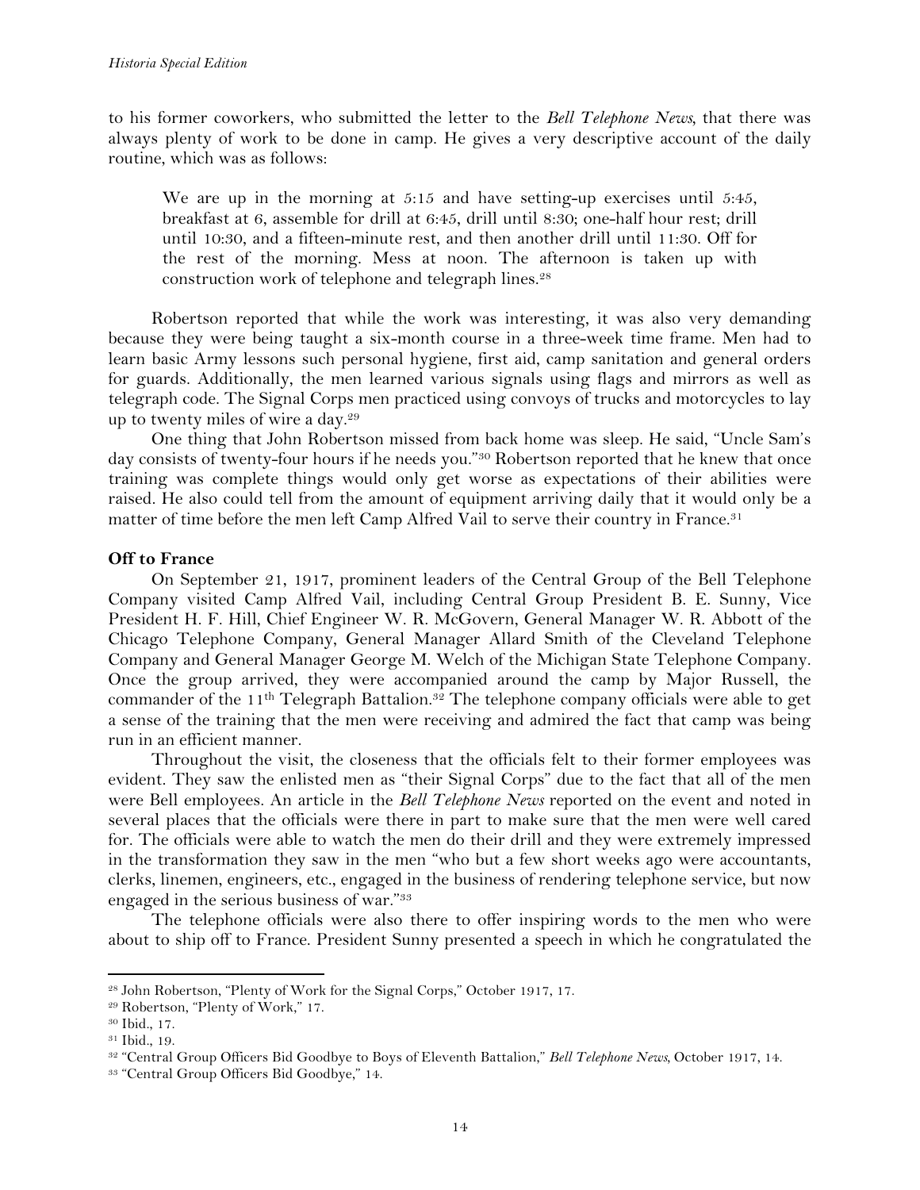to his former coworkers, who submitted the letter to the *Bell Telephone News*, that there was always plenty of work to be done in camp. He gives a very descriptive account of the daily routine, which was as follows:

> We are up in the morning at 5:15 and have setting-up exercises until 5:45, breakfast at 6, assemble for drill at 6:45, drill until 8:30; one-half hour rest; drill until 10:30, and a fifteen-minute rest, and then another drill until 11:30. Off for the rest of the morning. Mess at noon. The afternoon is taken up with construction work of telephone and telegraph lines.[28]

Robertson reported that while the work was interesting, it was also very demanding because they were being taught a six-month course in a three-week time frame. Men had to learn basic Army lessons such personal hygiene, first aid, camp sanitation and general orders for guards. Additionally, the men learned various signals using flags and mirrors as well as telegraph code. The Signal Corps men practiced using convoys of trucks and motorcycles to lay up to twenty miles of wire a day.[29]

One thing that John Robertson missed from back home was sleep. He said, "Uncle Sam's day consists of twenty-four hours if he needs you."[30] Robertson reported that he knew that once training was complete things would only get worse as expectations of their abilities were raised. He also could tell from the amount of equipment arriving daily that it would only be a matter of time before the men left Camp Alfred Vail to serve their country in France.[31]

**Off to France**

On September 21, 1917, prominent leaders of the Central Group of the Bell Telephone Company visited Camp Alfred Vail, including Central Group President B. E. Sunny, Vice President H. F. Hill, Chief Engineer W. R. McGovern, General Manager W. R. Abbott of the Chicago Telephone Company, General Manager Allard Smith of the Cleveland Telephone Company and General Manager George M. Welch of the Michigan State Telephone Company. Once the group arrived, they were accompanied around the camp by Major Russell, the commander of the 11th Telegraph Battalion.[32] The telephone company officials were able to get a sense of the training that the men were receiving and admired the fact that camp was being run in an efficient manner.

Throughout the visit, the closeness that the officials felt to their former employees was evident. They saw the enlisted men as "their Signal Corps" due to the fact that all of the men were Bell employees. An article in the *Bell Telephone News* reported on the event and noted in several places that the officials were there in part to make sure that the men were well cared for. The officials were able to watch the men do their drill and they were extremely impressed in the transformation they saw in the men "who but a few short weeks ago were accountants, clerks, linemen, engineers, etc., engaged in the business of rendering telephone service, but now engaged in the serious business of war."[33]

The telephone officials were also there to offer inspiring words to the men who were about to ship off to France. President Sunny presented a speech in which he congratulated the

---

[28] John Robertson, "Plenty of Work for the Signal Corps," October 1917, 17.
[29] Robertson, "Plenty of Work," 17.
[30] Ibid., 17.
[31] Ibid., 19.
[32] "Central Group Officers Bid Goodbye to Boys of Eleventh Battalion," *Bell Telephone News*, October 1917, 14.
[33] "Central Group Officers Bid Goodbye," 14.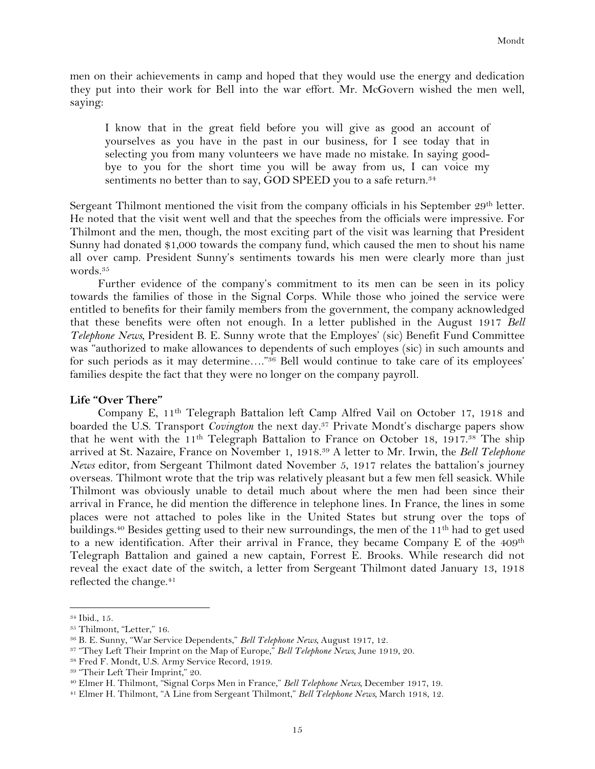men on their achievements in camp and hoped that they would use the energy and dedication they put into their work for Bell into the war effort. Mr. McGovern wished the men well, saying:

> I know that in the great field before you will give as good an account of yourselves as you have in the past in our business, for I see today that in selecting you from many volunteers we have made no mistake. In saying good-bye to you for the short time you will be away from us, I can voice my sentiments no better than to say, GOD SPEED you to a safe return.[34]

Sergeant Thilmont mentioned the visit from the company officials in his September 29th letter. He noted that the visit went well and that the speeches from the officials were impressive. For Thilmont and the men, though, the most exciting part of the visit was learning that President Sunny had donated $1,000 towards the company fund, which caused the men to shout his name all over camp. President Sunny's sentiments towards his men were clearly more than just words.[35]

Further evidence of the company's commitment to its men can be seen in its policy towards the families of those in the Signal Corps. While those who joined the service were entitled to benefits for their family members from the government, the company acknowledged that these benefits were often not enough. In a letter published in the August 1917 *Bell Telephone News*, President B. E. Sunny wrote that the Employes' (sic) Benefit Fund Committee was "authorized to make allowances to dependents of such employes (sic) in such amounts and for such periods as it may determine…."[36] Bell would continue to take care of its employees' families despite the fact that they were no longer on the company payroll.

**Life "Over There"**

Company E, 11th Telegraph Battalion left Camp Alfred Vail on October 17, 1918 and boarded the U.S. Transport *Covington* the next day.[37] Private Mondt's discharge papers show that he went with the 11th Telegraph Battalion to France on October 18, 1917.[38] The ship arrived at St. Nazaire, France on November 1, 1918.[39] A letter to Mr. Irwin, the *Bell Telephone News* editor, from Sergeant Thilmont dated November 5, 1917 relates the battalion's journey overseas. Thilmont wrote that the trip was relatively pleasant but a few men fell seasick. While Thilmont was obviously unable to detail much about where the men had been since their arrival in France, he did mention the difference in telephone lines. In France, the lines in some places were not attached to poles like in the United States but strung over the tops of buildings.[40] Besides getting used to their new surroundings, the men of the 11th had to get used to a new identification. After their arrival in France, they became Company E of the 409th Telegraph Battalion and gained a new captain, Forrest E. Brooks. While research did not reveal the exact date of the switch, a letter from Sergeant Thilmont dated January 13, 1918 reflected the change.[41]

---

[34] Ibid., 15.

[35] Thilmont, "Letter," 16.

[36] B. E. Sunny, "War Service Dependents," *Bell Telephone News*, August 1917, 12.

[37] "They Left Their Imprint on the Map of Europe," *Bell Telephone News*, June 1919, 20.

[38] Fred F. Mondt, U.S. Army Service Record, 1919.

[39] "Their Left Their Imprint," 20.

[40] Elmer H. Thilmont, "Signal Corps Men in France," *Bell Telephone News*, December 1917, 19.

[41] Elmer H. Thilmont, "A Line from Sergeant Thilmont," *Bell Telephone News*, March 1918, 12.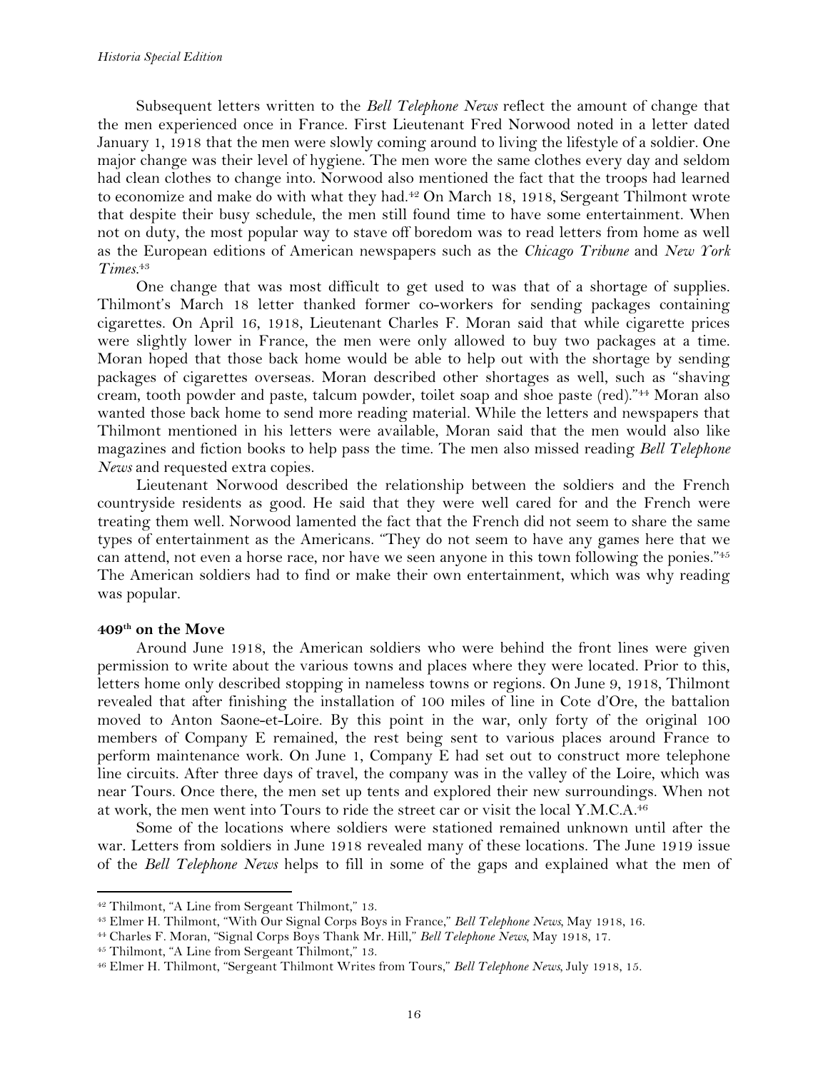Subsequent letters written to the *Bell Telephone News* reflect the amount of change that the men experienced once in France. First Lieutenant Fred Norwood noted in a letter dated January 1, 1918 that the men were slowly coming around to living the lifestyle of a soldier. One major change was their level of hygiene. The men wore the same clothes every day and seldom had clean clothes to change into. Norwood also mentioned the fact that the troops had learned to economize and make do with what they had.[42] On March 18, 1918, Sergeant Thilmont wrote that despite their busy schedule, the men still found time to have some entertainment. When not on duty, the most popular way to stave off boredom was to read letters from home as well as the European editions of American newspapers such as the *Chicago Tribune* and *New York Times*.[43]

One change that was most difficult to get used to was that of a shortage of supplies. Thilmont's March 18 letter thanked former co-workers for sending packages containing cigarettes. On April 16, 1918, Lieutenant Charles F. Moran said that while cigarette prices were slightly lower in France, the men were only allowed to buy two packages at a time. Moran hoped that those back home would be able to help out with the shortage by sending packages of cigarettes overseas. Moran described other shortages as well, such as "shaving cream, tooth powder and paste, talcum powder, toilet soap and shoe paste (red)."[44] Moran also wanted those back home to send more reading material. While the letters and newspapers that Thilmont mentioned in his letters were available, Moran said that the men would also like magazines and fiction books to help pass the time. The men also missed reading *Bell Telephone News* and requested extra copies.

Lieutenant Norwood described the relationship between the soldiers and the French countryside residents as good. He said that they were well cared for and the French were treating them well. Norwood lamented the fact that the French did not seem to share the same types of entertainment as the Americans. "They do not seem to have any games here that we can attend, not even a horse race, nor have we seen anyone in this town following the ponies."[45] The American soldiers had to find or make their own entertainment, which was why reading was popular.

**409th on the Move**

Around June 1918, the American soldiers who were behind the front lines were given permission to write about the various towns and places where they were located. Prior to this, letters home only described stopping in nameless towns or regions. On June 9, 1918, Thilmont revealed that after finishing the installation of 100 miles of line in Cote d'Ore, the battalion moved to Anton Saone-et-Loire. By this point in the war, only forty of the original 100 members of Company E remained, the rest being sent to various places around France to perform maintenance work. On June 1, Company E had set out to construct more telephone line circuits. After three days of travel, the company was in the valley of the Loire, which was near Tours. Once there, the men set up tents and explored their new surroundings. When not at work, the men went into Tours to ride the street car or visit the local Y.M.C.A.[46]

Some of the locations where soldiers were stationed remained unknown until after the war. Letters from soldiers in June 1918 revealed many of these locations. The June 1919 issue of the *Bell Telephone News* helps to fill in some of the gaps and explained what the men of

---

[42] Thilmont, "A Line from Sergeant Thilmont," 13.

[43] Elmer H. Thilmont, "With Our Signal Corps Boys in France," *Bell Telephone News,* May 1918, 16.

[44] Charles F. Moran, "Signal Corps Boys Thank Mr. Hill," *Bell Telephone News,* May 1918, 17.

[45] Thilmont, "A Line from Sergeant Thilmont," 13.

[46] Elmer H. Thilmont, "Sergeant Thilmont Writes from Tours," *Bell Telephone News,* July 1918, 15.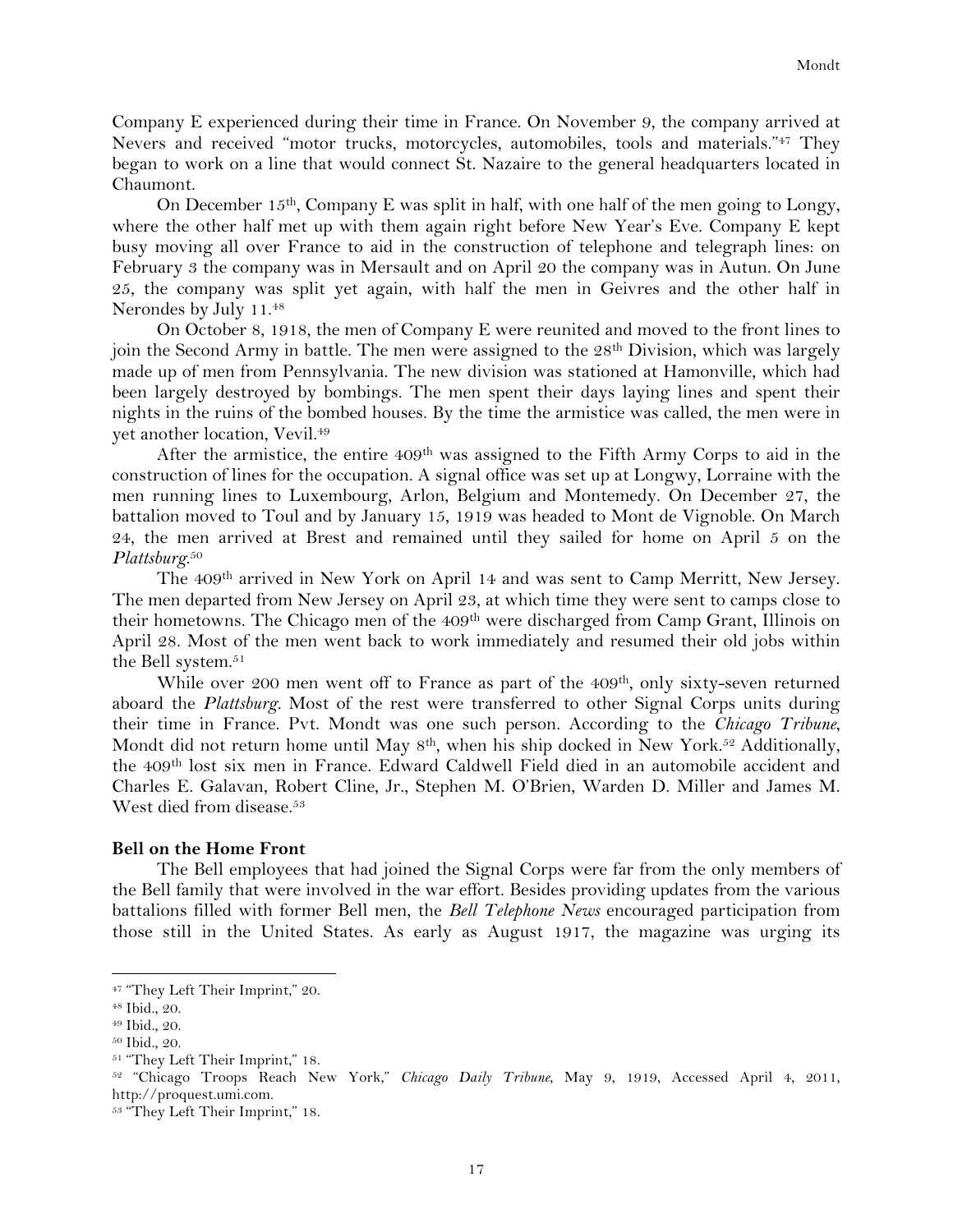Company E experienced during their time in France. On November 9, the company arrived at Nevers and received "motor trucks, motorcycles, automobiles, tools and materials."[47] They began to work on a line that would connect St. Nazaire to the general headquarters located in Chaumont.

On December 15th, Company E was split in half, with one half of the men going to Longy, where the other half met up with them again right before New Year's Eve. Company E kept busy moving all over France to aid in the construction of telephone and telegraph lines: on February 3 the company was in Mersault and on April 20 the company was in Autun. On June 25, the company was split yet again, with half the men in Geivres and the other half in Nerondes by July 11.[48]

On October 8, 1918, the men of Company E were reunited and moved to the front lines to join the Second Army in battle. The men were assigned to the 28th Division, which was largely made up of men from Pennsylvania. The new division was stationed at Hamonville, which had been largely destroyed by bombings. The men spent their days laying lines and spent their nights in the ruins of the bombed houses. By the time the armistice was called, the men were in yet another location, Vevil.[49]

After the armistice, the entire 409th was assigned to the Fifth Army Corps to aid in the construction of lines for the occupation. A signal office was set up at Longwy, Lorraine with the men running lines to Luxembourg, Arlon, Belgium and Montemedy. On December 27, the battalion moved to Toul and by January 15, 1919 was headed to Mont de Vignoble. On March 24, the men arrived at Brest and remained until they sailed for home on April 5 on the *Plattsburg*.[50]

The 409th arrived in New York on April 14 and was sent to Camp Merritt, New Jersey. The men departed from New Jersey on April 23, at which time they were sent to camps close to their hometowns. The Chicago men of the 409th were discharged from Camp Grant, Illinois on April 28. Most of the men went back to work immediately and resumed their old jobs within the Bell system.[51]

While over 200 men went off to France as part of the 409th, only sixty-seven returned aboard the *Plattsburg*. Most of the rest were transferred to other Signal Corps units during their time in France. Pvt. Mondt was one such person. According to the *Chicago Tribune*, Mondt did not return home until May 8th, when his ship docked in New York.[52] Additionally, the 409th lost six men in France. Edward Caldwell Field died in an automobile accident and Charles E. Galavan, Robert Cline, Jr., Stephen M. O'Brien, Warden D. Miller and James M. West died from disease.[53]

**Bell on the Home Front**

The Bell employees that had joined the Signal Corps were far from the only members of the Bell family that were involved in the war effort. Besides providing updates from the various battalions filled with former Bell men, the *Bell Telephone News* encouraged participation from those still in the United States. As early as August 1917, the magazine was urging its

---

[47] "They Left Their Imprint," 20.

[48] Ibid., 20.

[49] Ibid., 20.

[50] Ibid., 20.

[51] "They Left Their Imprint," 18.

[52] "Chicago Troops Reach New York," *Chicago Daily Tribune*, May 9, 1919, Accessed April 4, 2011, http://proquest.umi.com.

[53] "They Left Their Imprint," 18.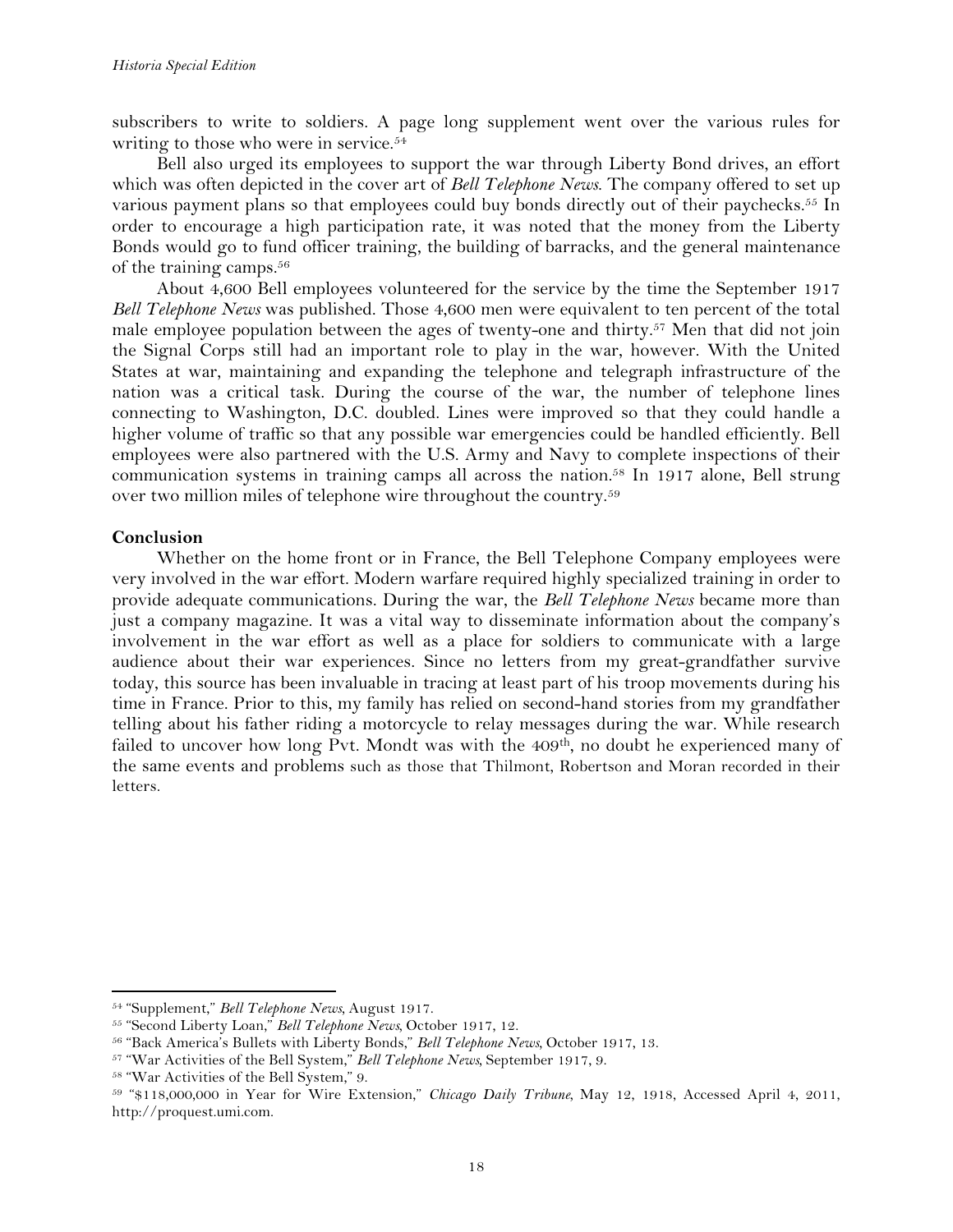subscribers to write to soldiers. A page long supplement went over the various rules for writing to those who were in service.[54]

Bell also urged its employees to support the war through Liberty Bond drives, an effort which was often depicted in the cover art of *Bell Telephone News*. The company offered to set up various payment plans so that employees could buy bonds directly out of their paychecks.[55] In order to encourage a high participation rate, it was noted that the money from the Liberty Bonds would go to fund officer training, the building of barracks, and the general maintenance of the training camps.[56]

About 4,600 Bell employees volunteered for the service by the time the September 1917 *Bell Telephone News* was published. Those 4,600 men were equivalent to ten percent of the total male employee population between the ages of twenty-one and thirty.[57] Men that did not join the Signal Corps still had an important role to play in the war, however. With the United States at war, maintaining and expanding the telephone and telegraph infrastructure of the nation was a critical task. During the course of the war, the number of telephone lines connecting to Washington, D.C. doubled. Lines were improved so that they could handle a higher volume of traffic so that any possible war emergencies could be handled efficiently. Bell employees were also partnered with the U.S. Army and Navy to complete inspections of their communication systems in training camps all across the nation.[58] In 1917 alone, Bell strung over two million miles of telephone wire throughout the country.[59]

**Conclusion**

Whether on the home front or in France, the Bell Telephone Company employees were very involved in the war effort. Modern warfare required highly specialized training in order to provide adequate communications. During the war, the *Bell Telephone News* became more than just a company magazine. It was a vital way to disseminate information about the company's involvement in the war effort as well as a place for soldiers to communicate with a large audience about their war experiences. Since no letters from my great-grandfather survive today, this source has been invaluable in tracing at least part of his troop movements during his time in France. Prior to this, my family has relied on second-hand stories from my grandfather telling about his father riding a motorcycle to relay messages during the war. While research failed to uncover how long Pvt. Mondt was with the 409th, no doubt he experienced many of the same events and problems such as those that Thilmont, Robertson and Moran recorded in their letters.

---

[54] "Supplement," *Bell Telephone News*, August 1917.

[55] "Second Liberty Loan," *Bell Telephone News*, October 1917, 12.

[56] "Back America's Bullets with Liberty Bonds," *Bell Telephone News*, October 1917, 13.

[57] "War Activities of the Bell System," *Bell Telephone News*, September 1917, 9.

[58] "War Activities of the Bell System," 9.

[59] "$118,000,000 in Year for Wire Extension," *Chicago Daily Tribune*, May 12, 1918, Accessed April 4, 2011, http://proquest.umi.com.